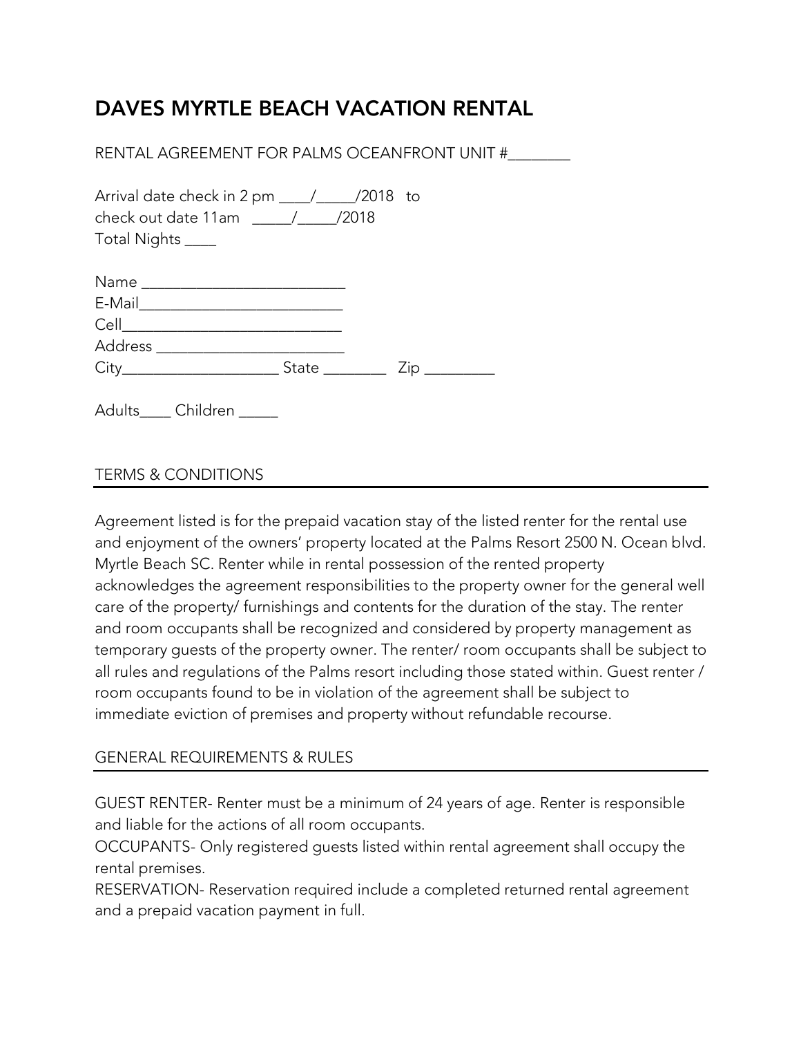# DAVES MYRTLE BEACH VACATION RENTAL

RENTAL AGREEMENT FOR PALMS OCEANFRONT UNIT #________

Arrival date check in 2 pm ____/_____/2018 to
check out date 11am _____/_____/2018
Total Nights ____

Name _________________________
E-Mail_________________________
Cell___________________________
Address ________________________
City____________________ State ________ Zip _________

Adults____ Children _____

## TERMS & CONDITIONS

Agreement listed is for the prepaid vacation stay of the listed renter for the rental use and enjoyment of the owners' property located at the Palms Resort 2500 N. Ocean blvd. Myrtle Beach SC. Renter while in rental possession of the rented property acknowledges the agreement responsibilities to the property owner for the general well care of the property/ furnishings and contents for the duration of the stay. The renter and room occupants shall be recognized and considered by property management as temporary guests of the property owner. The renter/ room occupants shall be subject to all rules and regulations of the Palms resort including those stated within. Guest renter / room occupants found to be in violation of the agreement shall be subject to immediate eviction of premises and property without refundable recourse.

## GENERAL REQUIREMENTS & RULES

GUEST RENTER- Renter must be a minimum of 24 years of age. Renter is responsible and liable for the actions of all room occupants.
OCCUPANTS- Only registered guests listed within rental agreement shall occupy the rental premises.
RESERVATION- Reservation required include a completed returned rental agreement and a prepaid vacation payment in full.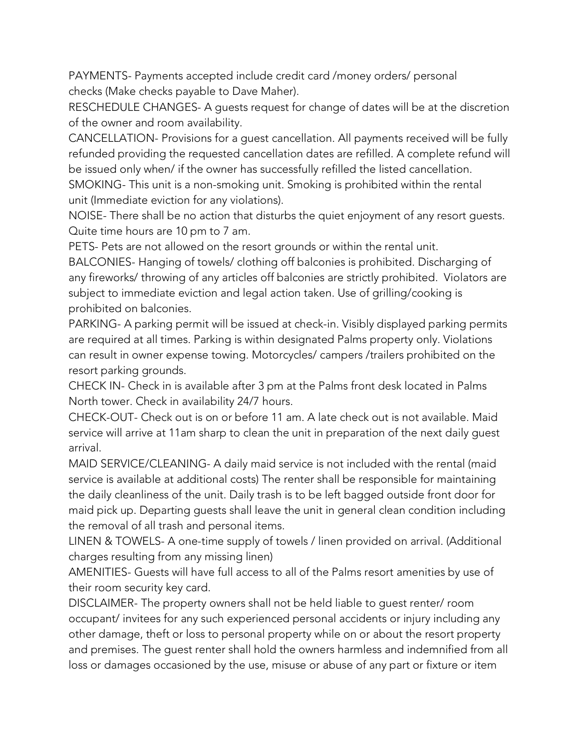PAYMENTS- Payments accepted include credit card /money orders/ personal checks (Make checks payable to Dave Maher).

RESCHEDULE CHANGES- A guests request for change of dates will be at the discretion of the owner and room availability.

CANCELLATION- Provisions for a guest cancellation. All payments received will be fully refunded providing the requested cancellation dates are refilled. A complete refund will be issued only when/ if the owner has successfully refilled the listed cancellation.

SMOKING- This unit is a non-smoking unit. Smoking is prohibited within the rental unit (Immediate eviction for any violations).

NOISE- There shall be no action that disturbs the quiet enjoyment of any resort guests. Quite time hours are 10 pm to 7 am.

PETS- Pets are not allowed on the resort grounds or within the rental unit.

BALCONIES- Hanging of towels/ clothing off balconies is prohibited. Discharging of any fireworks/ throwing of any articles off balconies are strictly prohibited. Violators are subject to immediate eviction and legal action taken. Use of grilling/cooking is prohibited on balconies.

PARKING- A parking permit will be issued at check-in. Visibly displayed parking permits are required at all times. Parking is within designated Palms property only. Violations can result in owner expense towing. Motorcycles/ campers /trailers prohibited on the resort parking grounds.

CHECK IN- Check in is available after 3 pm at the Palms front desk located in Palms North tower. Check in availability 24/7 hours.

CHECK-OUT- Check out is on or before 11 am. A late check out is not available. Maid service will arrive at 11am sharp to clean the unit in preparation of the next daily guest arrival.

MAID SERVICE/CLEANING- A daily maid service is not included with the rental (maid service is available at additional costs) The renter shall be responsible for maintaining the daily cleanliness of the unit. Daily trash is to be left bagged outside front door for maid pick up. Departing guests shall leave the unit in general clean condition including the removal of all trash and personal items.

LINEN & TOWELS- A one-time supply of towels / linen provided on arrival. (Additional charges resulting from any missing linen)

AMENITIES- Guests will have full access to all of the Palms resort amenities by use of their room security key card.

DISCLAIMER- The property owners shall not be held liable to guest renter/ room occupant/ invitees for any such experienced personal accidents or injury including any other damage, theft or loss to personal property while on or about the resort property and premises. The guest renter shall hold the owners harmless and indemnified from all loss or damages occasioned by the use, misuse or abuse of any part or fixture or item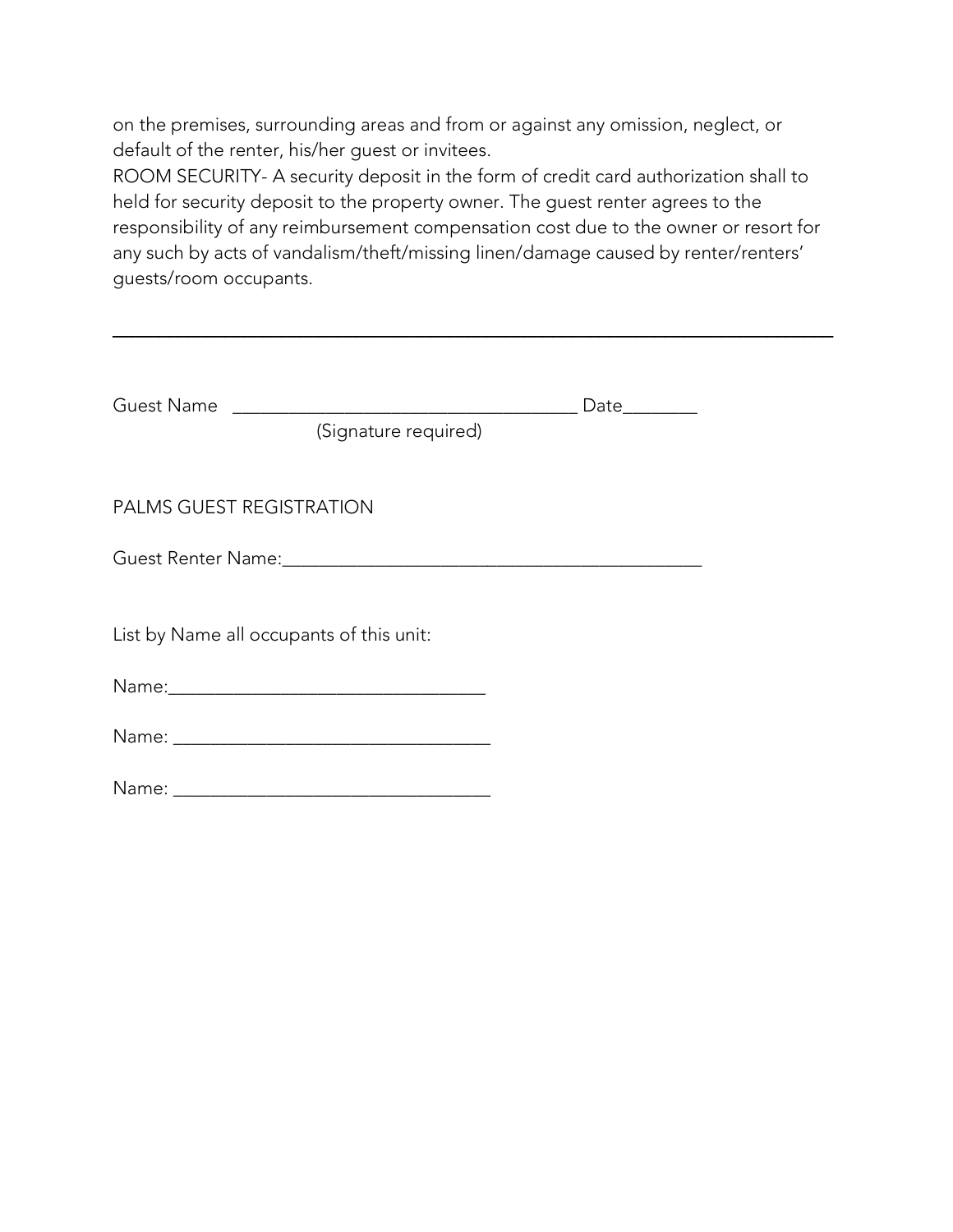on the premises, surrounding areas and from or against any omission, neglect, or default of the renter, his/her guest or invitees.
ROOM SECURITY- A security deposit in the form of credit card authorization shall to held for security deposit to the property owner. The guest renter agrees to the responsibility of any reimbursement compensation cost due to the owner or resort for any such by acts of vandalism/theft/missing linen/damage caused by renter/renters' guests/room occupants.

---

Guest Name ______________________________________ Date________
(Signature required)

PALMS GUEST REGISTRATION

Guest Renter Name:_____________________________________________

List by Name all occupants of this unit:

Name:________________________________

Name: ________________________________

Name: ________________________________